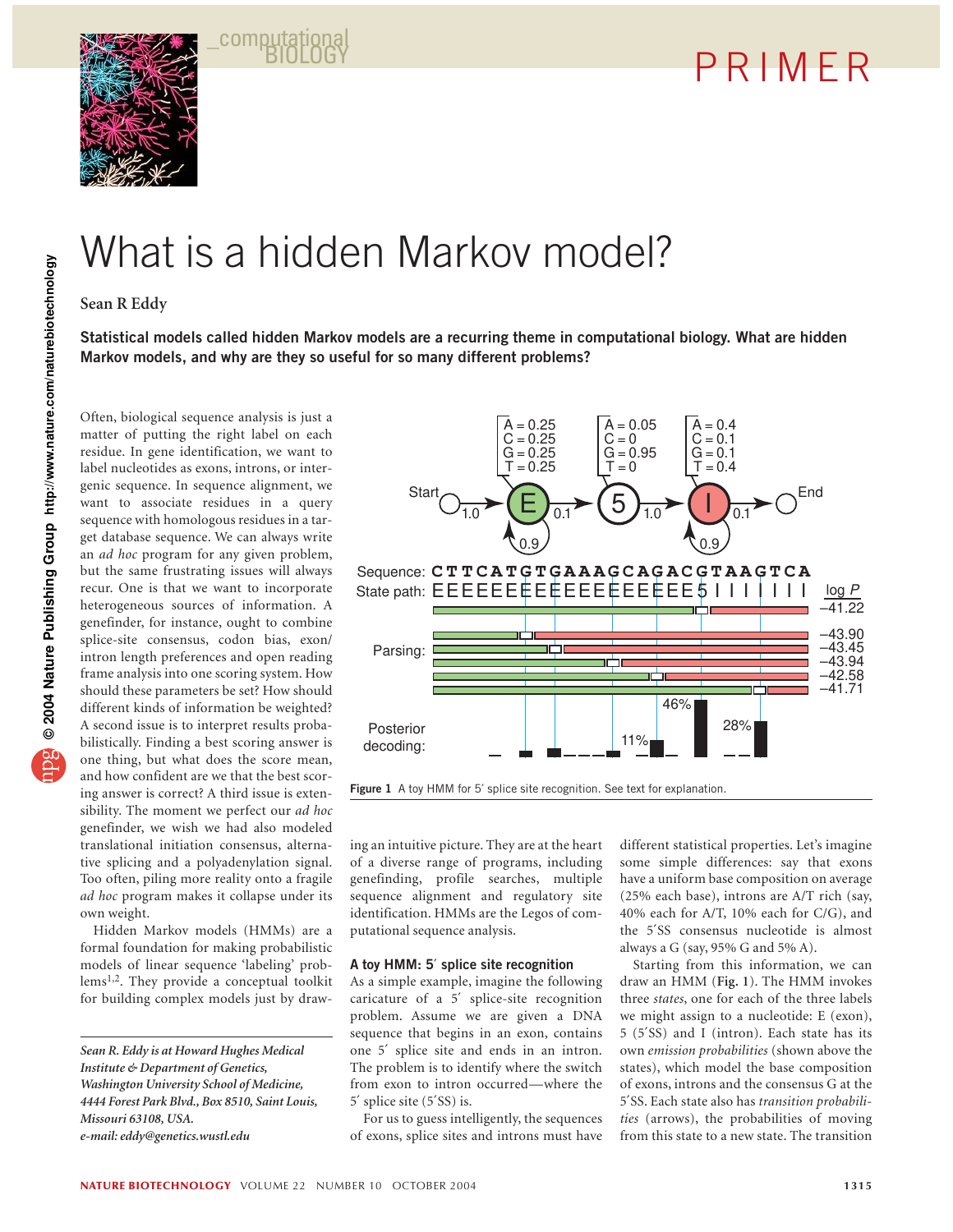# What is a hidden Markov model?

**Sean R Eddy**

**Statistical models called hidden Markov models are a recurring theme in computational biology. What are hidden Markov models, and why are they so useful for so many different problems?**

Often, biological sequence analysis is just a matter of putting the right label on each residue. In gene identification, we want to label nucleotides as exons, introns, or intergenic sequence. In sequence alignment, we want to associate residues in a query sequence with homologous residues in a target database sequence. We can always write an *ad hoc* program for any given problem, but the same frustrating issues will always recur. One is that we want to incorporate heterogeneous sources of information. A genefinder, for instance, ought to combine splice-site consensus, codon bias, exon/intron length preferences and open reading frame analysis into one scoring system. How should these parameters be set? How should different kinds of information be weighted? A second issue is to interpret results probabilistically. Finding a best scoring answer is one thing, but what does the score mean, and how confident are we that the best scoring answer is correct? A third issue is extensibility. The moment we perfect our *ad hoc* genefinder, we wish we had also modeled translational initiation consensus, alternative splicing and a polyadenylation signal. Too often, piling more reality onto a fragile *ad hoc* program makes it collapse under its own weight.

Hidden Markov models (HMMs) are a formal foundation for making probabilistic models of linear sequence 'labeling' problems[1,2]. They provide a conceptual toolkit for building complex models just by drawing an intuitive picture. They are at the heart of a diverse range of programs, including genefinding, profile searches, multiple sequence alignment and regulatory site identification. HMMs are the Legos of computational sequence analysis.

*Sean R. Eddy is at Howard Hughes Medical Institute & Department of Genetics, Washington University School of Medicine, 4444 Forest Park Blvd., Box 8510, Saint Louis, Missouri 63108, USA.*
*e-mail: eddy@genetics.wustl.edu*

A = 0.25
C = 0.25
G = 0.25
T = 0.25

A = 0.05
C = 0
G = 0.95
T = 0

A = 0.4
C = 0.1
G = 0.1
T = 0.4

Start 1.0 E 0.1 5 1.0 I 0.1 End
0.9 0.9

Sequence: CTTCATGTGAAAGCAGACGTAAGTCA
State path: EEEEEEEEEEEEEEEEEE5IIIIIII

log *P*
–41.22

Parsing:
–43.90
–43.45
–43.94
–42.58
–41.71

Posterior decoding:
46%
28%
11%

**Figure 1** A toy HMM for 5′ splice site recognition. See text for explanation.

## A toy HMM: 5′ splice site recognition

As a simple example, imagine the following caricature of a 5′ splice-site recognition problem. Assume we are given a DNA sequence that begins in an exon, contains one 5′ splice site and ends in an intron. The problem is to identify where the switch from exon to intron occurred—where the 5′ splice site (5′SS) is.

For us to guess intelligently, the sequences of exons, splice sites and introns must have different statistical properties. Let's imagine some simple differences: say that exons have a uniform base composition on average (25% each base), introns are A/T rich (say, 40% each for A/T, 10% each for C/G), and the 5′SS consensus nucleotide is almost always a G (say, 95% G and 5% A).

Starting from this information, we can draw an HMM (**Fig. 1**). The HMM invokes three *states*, one for each of the three labels we might assign to a nucleotide: E (exon), 5 (5′SS) and I (intron). Each state has its own *emission probabilities* (shown above the states), which model the base composition of exons, introns and the consensus G at the 5′SS. Each state also has *transition probabilities* (arrows), the probabilities of moving from this state to a new state. The transition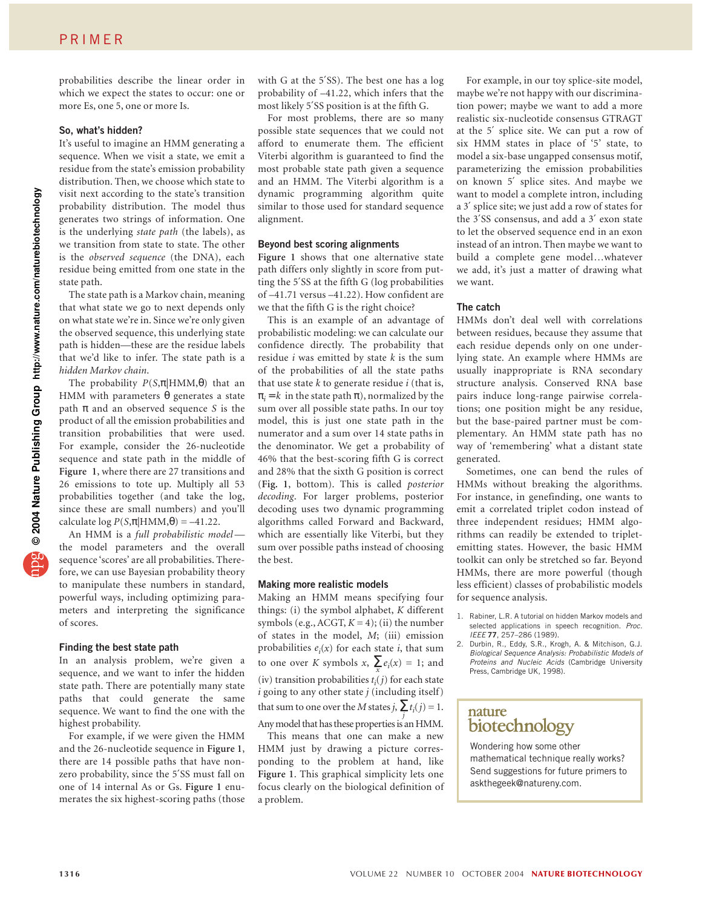probabilities describe the linear order in which we expect the states to occur: one or more Es, one 5, one or more Is.

### So, what's hidden?

It's useful to imagine an HMM generating a sequence. When we visit a state, we emit a residue from the state's emission probability distribution. Then, we choose which state to visit next according to the state's transition probability distribution. The model thus generates two strings of information. One is the underlying *state path* (the labels), as we transition from state to state. The other is the *observed sequence* (the DNA), each residue being emitted from one state in the state path.

The state path is a Markov chain, meaning that what state we go to next depends only on what state we're in. Since we're only given the observed sequence, this underlying state path is hidden—these are the residue labels that we'd like to infer. The state path is a *hidden Markov chain*.

The probability $P(S,\pi|\text{HMM},\theta)$ that an HMM with parameters $\theta$ generates a state path $\pi$ and an observed sequence $S$ is the product of all the emission probabilities and transition probabilities that were used. For example, consider the 26-nucleotide sequence and state path in the middle of **Figure 1**, where there are 27 transitions and 26 emissions to tote up. Multiply all 53 probabilities together (and take the log, since these are small numbers) and you'll calculate $\log P(S,\pi|\text{HMM},\theta) = -41.22$.

An HMM is a *full probabilistic model*—the model parameters and the overall sequence 'scores' are all probabilities. Therefore, we can use Bayesian probability theory to manipulate these numbers in standard, powerful ways, including optimizing parameters and interpreting the significance of scores.

### Finding the best state path

In an analysis problem, we're given a sequence, and we want to infer the hidden state path. There are potentially many state paths that could generate the same sequence. We want to find the one with the highest probability.

For example, if we were given the HMM and the 26-nucleotide sequence in **Figure 1**, there are 14 possible paths that have nonzero probability, since the 5′SS must fall on one of 14 internal As or Gs. **Figure 1** enumerates the six highest-scoring paths (those with G at the 5′SS). The best one has a log probability of –41.22, which infers that the most likely 5′SS position is at the fifth G.

For most problems, there are so many possible state sequences that we could not afford to enumerate them. The efficient Viterbi algorithm is guaranteed to find the most probable state path given a sequence and an HMM. The Viterbi algorithm is a dynamic programming algorithm quite similar to those used for standard sequence alignment.

### Beyond best scoring alignments

**Figure 1** shows that one alternative state path differs only slightly in score from putting the 5′SS at the fifth G (log probabilities of –41.71 versus –41.22). How confident are we that the fifth G is the right choice?

This is an example of an advantage of probabilistic modeling: we can calculate our confidence directly. The probability that residue $i$ was emitted by state $k$ is the sum of the probabilities of all the state paths that use state $k$ to generate residue $i$ (that is, $\pi_i = k$ in the state path $\pi$), normalized by the sum over all possible state paths. In our toy model, this is just one state path in the numerator and a sum over 14 state paths in the denominator. We get a probability of 46% that the best-scoring fifth G is correct and 28% that the sixth G position is correct (**Fig. 1**, bottom). This is called *posterior decoding*. For larger problems, posterior decoding uses two dynamic programming algorithms called Forward and Backward, which are essentially like Viterbi, but they sum over possible paths instead of choosing the best.

### Making more realistic models

Making an HMM means specifying four things: (i) the symbol alphabet, $K$ different symbols (e.g., ACGT, $K = 4$); (ii) the number of states in the model, $M$; (iii) emission probabilities $e_i(x)$ for each state $i$, that sum to one over $K$ symbols $x$, $\sum_x e_i(x) = 1$; and (iv) transition probabilities $t_i(j)$ for each state $i$ going to any other state $j$ (including itself) that sum to one over the $M$ states $j$, $\sum_j t_i(j) = 1$. Any model that has these properties is an HMM.

This means that one can make a new HMM just by drawing a picture corresponding to the problem at hand, like **Figure 1**. This graphical simplicity lets one focus clearly on the biological definition of a problem.

For example, in our toy splice-site model, maybe we're not happy with our discrimination power; maybe we want to add a more realistic six-nucleotide consensus GTRAGT at the 5′ splice site. We can put a row of six HMM states in place of '5' state, to model a six-base ungapped consensus motif, parameterizing the emission probabilities on known 5′ splice sites. And maybe we want to model a complete intron, including a 3′ splice site; we just add a row of states for the 3′SS consensus, and add a 3′ exon state to let the observed sequence end in an exon instead of an intron. Then maybe we want to build a complete gene model…whatever we add, it's just a matter of drawing what we want.

### The catch

HMMs don't deal well with correlations between residues, because they assume that each residue depends only on one underlying state. An example where HMMs are usually inappropriate is RNA secondary structure analysis. Conserved RNA base pairs induce long-range pairwise correlations; one position might be any residue, but the base-paired partner must be complementary. An HMM state path has no way of 'remembering' what a distant state generated.

Sometimes, one can bend the rules of HMMs without breaking the algorithms. For instance, in genefinding, one wants to emit a correlated triplet codon instead of three independent residues; HMM algorithms can readily be extended to triplet-emitting states. However, the basic HMM toolkit can only be stretched so far. Beyond HMMs, there are more powerful (though less efficient) classes of probabilistic models for sequence analysis.

1. Rabiner, L.R. A tutorial on hidden Markov models and selected applications in speech recognition. *Proc. IEEE* **77**, 257–286 (1989).
2. Durbin, R., Eddy, S.R., Krogh, A. & Mitchison, G.J. *Biological Sequence Analysis: Probabilistic Models of Proteins and Nucleic Acids* (Cambridge University Press, Cambridge UK, 1998).

**nature biotechnology**

Wondering how some other mathematical technique really works? Send suggestions for future primers to askthegeek@natureny.com.